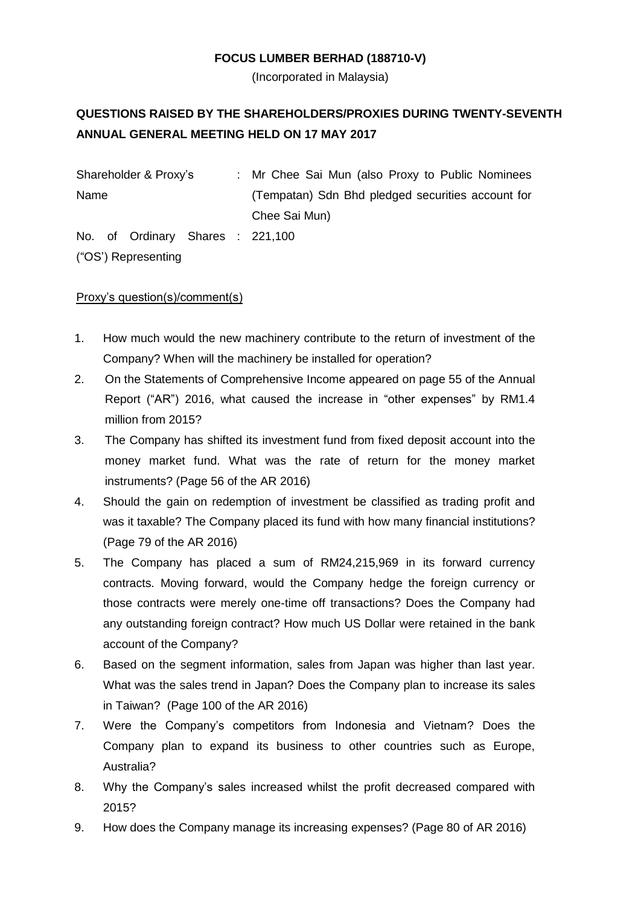**FOCUS LUMBER BERHAD (188710-V)**

(Incorporated in Malaysia)

## QUESTIONS RAISED BY THE SHAREHOLDERS/PROXIES DURING TWENTY-SEVENTH ANNUAL GENERAL MEETING HELD ON 17 MAY 2017

| | | |
|---|---|---|
| Shareholder & Proxy's Name | : | Mr Chee Sai Mun (also Proxy to Public Nominees (Tempatan) Sdn Bhd pledged securities account for Chee Sai Mun) |
| No. of Ordinary Shares ("OS') Representing | : | 221,100 |

<u>Proxy's question(s)/comment(s)</u>

1. How much would the new machinery contribute to the return of investment of the Company? When will the machinery be installed for operation?
2. On the Statements of Comprehensive Income appeared on page 55 of the Annual Report ("AR") 2016, what caused the increase in "other expenses" by RM1.4 million from 2015?
3. The Company has shifted its investment fund from fixed deposit account into the money market fund. What was the rate of return for the money market instruments? (Page 56 of the AR 2016)
4. Should the gain on redemption of investment be classified as trading profit and was it taxable? The Company placed its fund with how many financial institutions? (Page 79 of the AR 2016)
5. The Company has placed a sum of RM24,215,969 in its forward currency contracts. Moving forward, would the Company hedge the foreign currency or those contracts were merely one-time off transactions? Does the Company had any outstanding foreign contract? How much US Dollar were retained in the bank account of the Company?
6. Based on the segment information, sales from Japan was higher than last year. What was the sales trend in Japan? Does the Company plan to increase its sales in Taiwan? (Page 100 of the AR 2016)
7. Were the Company's competitors from Indonesia and Vietnam? Does the Company plan to expand its business to other countries such as Europe, Australia?
8. Why the Company's sales increased whilst the profit decreased compared with 2015?
9. How does the Company manage its increasing expenses? (Page 80 of AR 2016)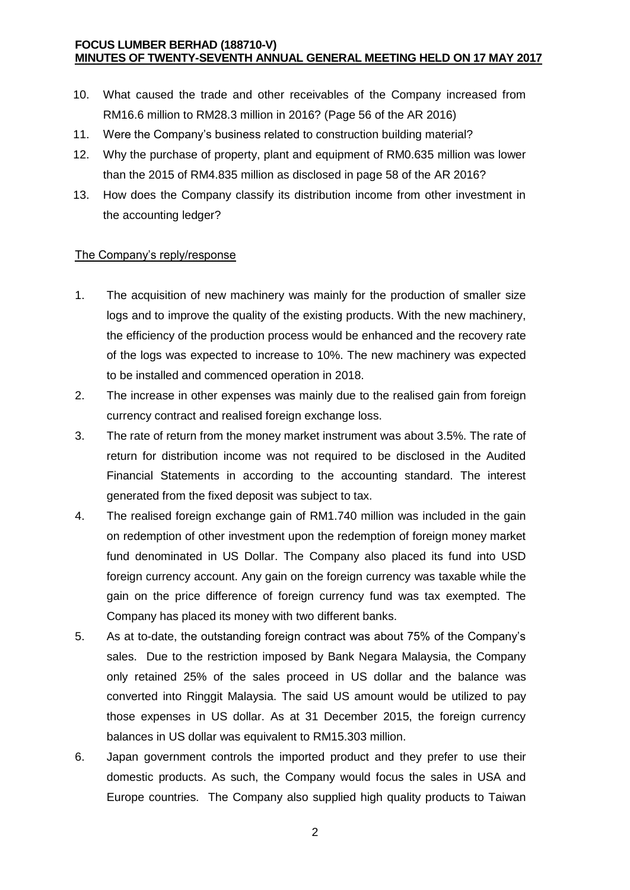10. What caused the trade and other receivables of the Company increased from RM16.6 million to RM28.3 million in 2016? (Page 56 of the AR 2016)
11. Were the Company's business related to construction building material?
12. Why the purchase of property, plant and equipment of RM0.635 million was lower than the 2015 of RM4.835 million as disclosed in page 58 of the AR 2016?
13. How does the Company classify its distribution income from other investment in the accounting ledger?

<u>The Company's reply/response</u>

1. The acquisition of new machinery was mainly for the production of smaller size logs and to improve the quality of the existing products. With the new machinery, the efficiency of the production process would be enhanced and the recovery rate of the logs was expected to increase to 10%. The new machinery was expected to be installed and commenced operation in 2018.
2. The increase in other expenses was mainly due to the realised gain from foreign currency contract and realised foreign exchange loss.
3. The rate of return from the money market instrument was about 3.5%. The rate of return for distribution income was not required to be disclosed in the Audited Financial Statements in according to the accounting standard. The interest generated from the fixed deposit was subject to tax.
4. The realised foreign exchange gain of RM1.740 million was included in the gain on redemption of other investment upon the redemption of foreign money market fund denominated in US Dollar. The Company also placed its fund into USD foreign currency account. Any gain on the foreign currency was taxable while the gain on the price difference of foreign currency fund was tax exempted. The Company has placed its money with two different banks.
5. As at to-date, the outstanding foreign contract was about 75% of the Company's sales. Due to the restriction imposed by Bank Negara Malaysia, the Company only retained 25% of the sales proceed in US dollar and the balance was converted into Ringgit Malaysia. The said US amount would be utilized to pay those expenses in US dollar. As at 31 December 2015, the foreign currency balances in US dollar was equivalent to RM15.303 million.
6. Japan government controls the imported product and they prefer to use their domestic products. As such, the Company would focus the sales in USA and Europe countries. The Company also supplied high quality products to Taiwan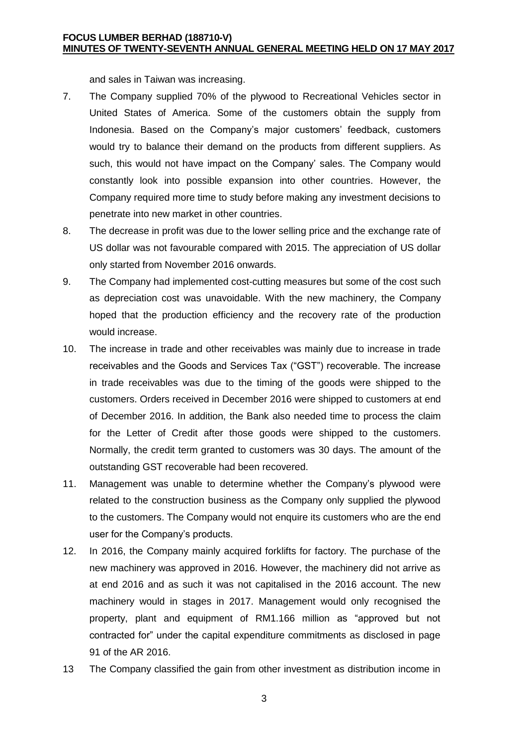and sales in Taiwan was increasing.

7. The Company supplied 70% of the plywood to Recreational Vehicles sector in United States of America. Some of the customers obtain the supply from Indonesia. Based on the Company's major customers' feedback, customers would try to balance their demand on the products from different suppliers. As such, this would not have impact on the Company' sales. The Company would constantly look into possible expansion into other countries. However, the Company required more time to study before making any investment decisions to penetrate into new market in other countries.
8. The decrease in profit was due to the lower selling price and the exchange rate of US dollar was not favourable compared with 2015. The appreciation of US dollar only started from November 2016 onwards.
9. The Company had implemented cost-cutting measures but some of the cost such as depreciation cost was unavoidable. With the new machinery, the Company hoped that the production efficiency and the recovery rate of the production would increase.
10. The increase in trade and other receivables was mainly due to increase in trade receivables and the Goods and Services Tax ("GST") recoverable. The increase in trade receivables was due to the timing of the goods were shipped to the customers. Orders received in December 2016 were shipped to customers at end of December 2016. In addition, the Bank also needed time to process the claim for the Letter of Credit after those goods were shipped to the customers. Normally, the credit term granted to customers was 30 days. The amount of the outstanding GST recoverable had been recovered.
11. Management was unable to determine whether the Company's plywood were related to the construction business as the Company only supplied the plywood to the customers. The Company would not enquire its customers who are the end user for the Company's products.
12. In 2016, the Company mainly acquired forklifts for factory. The purchase of the new machinery was approved in 2016. However, the machinery did not arrive as at end 2016 and as such it was not capitalised in the 2016 account. The new machinery would in stages in 2017. Management would only recognised the property, plant and equipment of RM1.166 million as "approved but not contracted for" under the capital expenditure commitments as disclosed in page 91 of the AR 2016.

13 The Company classified the gain from other investment as distribution income in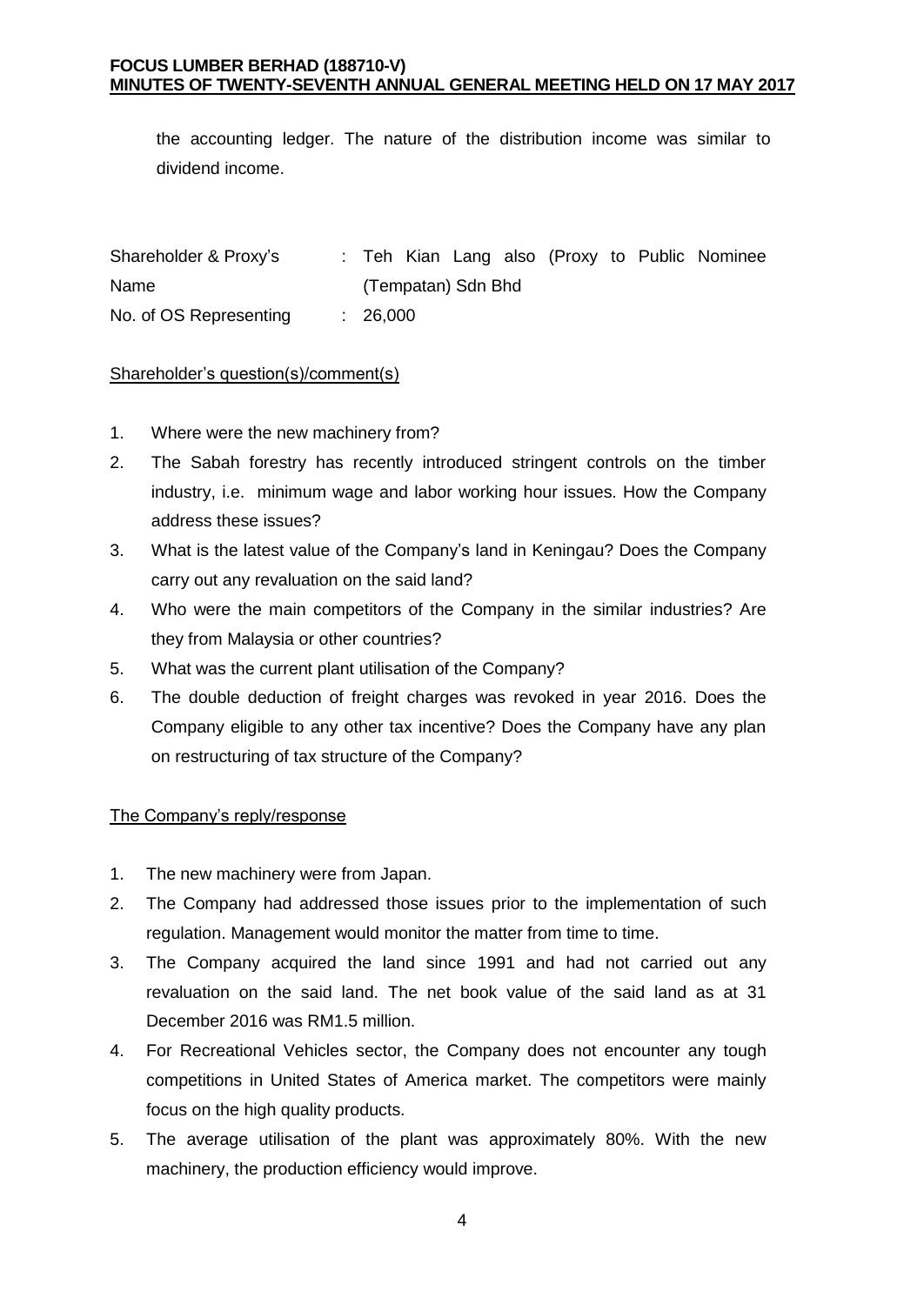the accounting ledger. The nature of the distribution income was similar to dividend income.

| | | |
|---|---|---|
| Shareholder & Proxy's Name | : | Teh Kian Lang also (Proxy to Public Nominee (Tempatan) Sdn Bhd |
| No. of OS Representing | : | 26,000 |

Shareholder's question(s)/comment(s)

1. Where were the new machinery from?
2. The Sabah forestry has recently introduced stringent controls on the timber industry, i.e. minimum wage and labor working hour issues. How the Company address these issues?
3. What is the latest value of the Company's land in Keningau? Does the Company carry out any revaluation on the said land?
4. Who were the main competitors of the Company in the similar industries? Are they from Malaysia or other countries?
5. What was the current plant utilisation of the Company?
6. The double deduction of freight charges was revoked in year 2016. Does the Company eligible to any other tax incentive? Does the Company have any plan on restructuring of tax structure of the Company?

The Company's reply/response

1. The new machinery were from Japan.
2. The Company had addressed those issues prior to the implementation of such regulation. Management would monitor the matter from time to time.
3. The Company acquired the land since 1991 and had not carried out any revaluation on the said land. The net book value of the said land as at 31 December 2016 was RM1.5 million.
4. For Recreational Vehicles sector, the Company does not encounter any tough competitions in United States of America market. The competitors were mainly focus on the high quality products.
5. The average utilisation of the plant was approximately 80%. With the new machinery, the production efficiency would improve.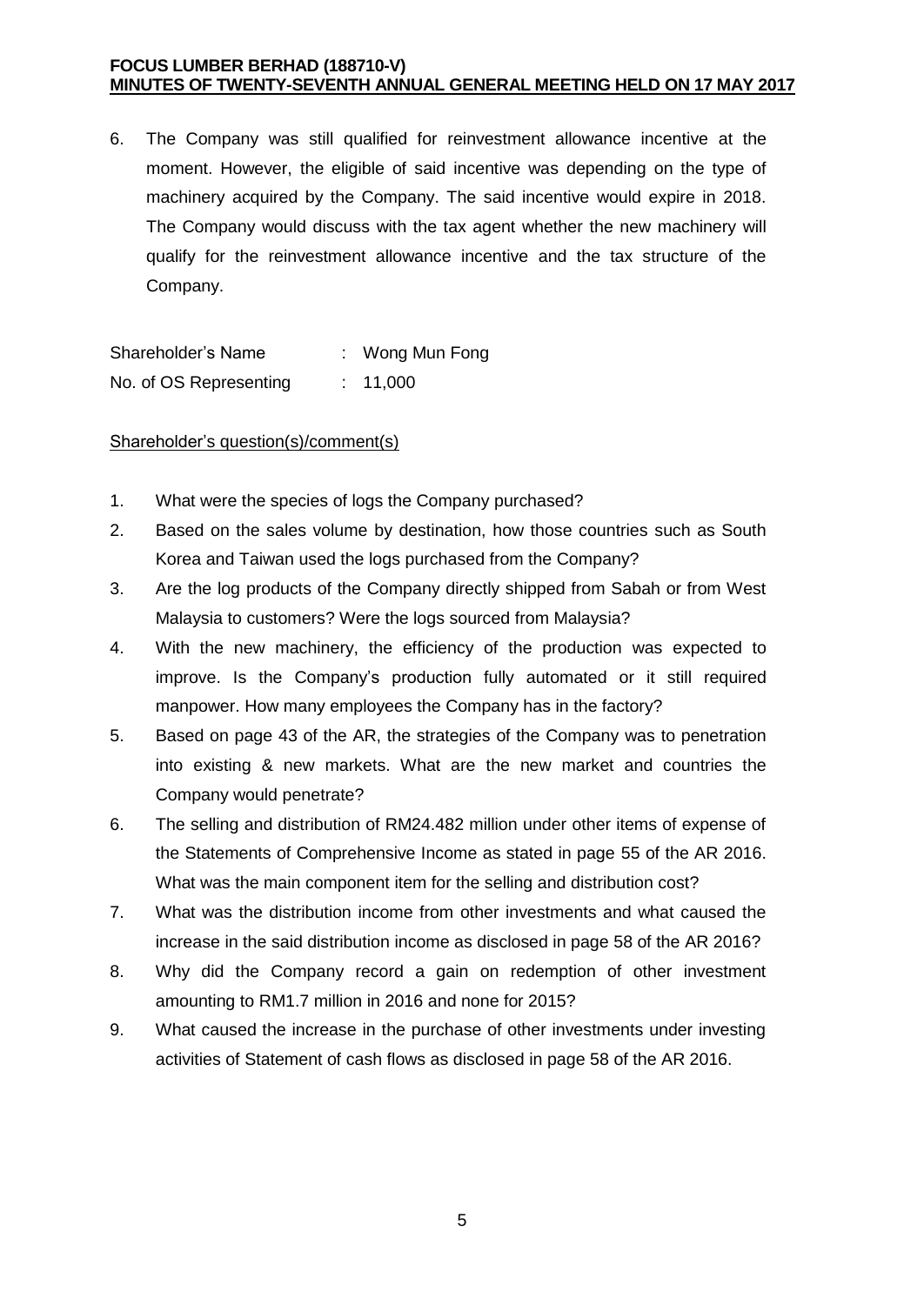6. The Company was still qualified for reinvestment allowance incentive at the moment. However, the eligible of said incentive was depending on the type of machinery acquired by the Company. The said incentive would expire in 2018. The Company would discuss with the tax agent whether the new machinery will qualify for the reinvestment allowance incentive and the tax structure of the Company.

| | | |
|---|---|---|
| Shareholder's Name | : | Wong Mun Fong |
| No. of OS Representing | : | 11,000 |

Shareholder's question(s)/comment(s)

1. What were the species of logs the Company purchased?
2. Based on the sales volume by destination, how those countries such as South Korea and Taiwan used the logs purchased from the Company?
3. Are the log products of the Company directly shipped from Sabah or from West Malaysia to customers? Were the logs sourced from Malaysia?
4. With the new machinery, the efficiency of the production was expected to improve. Is the Company's production fully automated or it still required manpower. How many employees the Company has in the factory?
5. Based on page 43 of the AR, the strategies of the Company was to penetration into existing & new markets. What are the new market and countries the Company would penetrate?
6. The selling and distribution of RM24.482 million under other items of expense of the Statements of Comprehensive Income as stated in page 55 of the AR 2016. What was the main component item for the selling and distribution cost?
7. What was the distribution income from other investments and what caused the increase in the said distribution income as disclosed in page 58 of the AR 2016?
8. Why did the Company record a gain on redemption of other investment amounting to RM1.7 million in 2016 and none for 2015?
9. What caused the increase in the purchase of other investments under investing activities of Statement of cash flows as disclosed in page 58 of the AR 2016.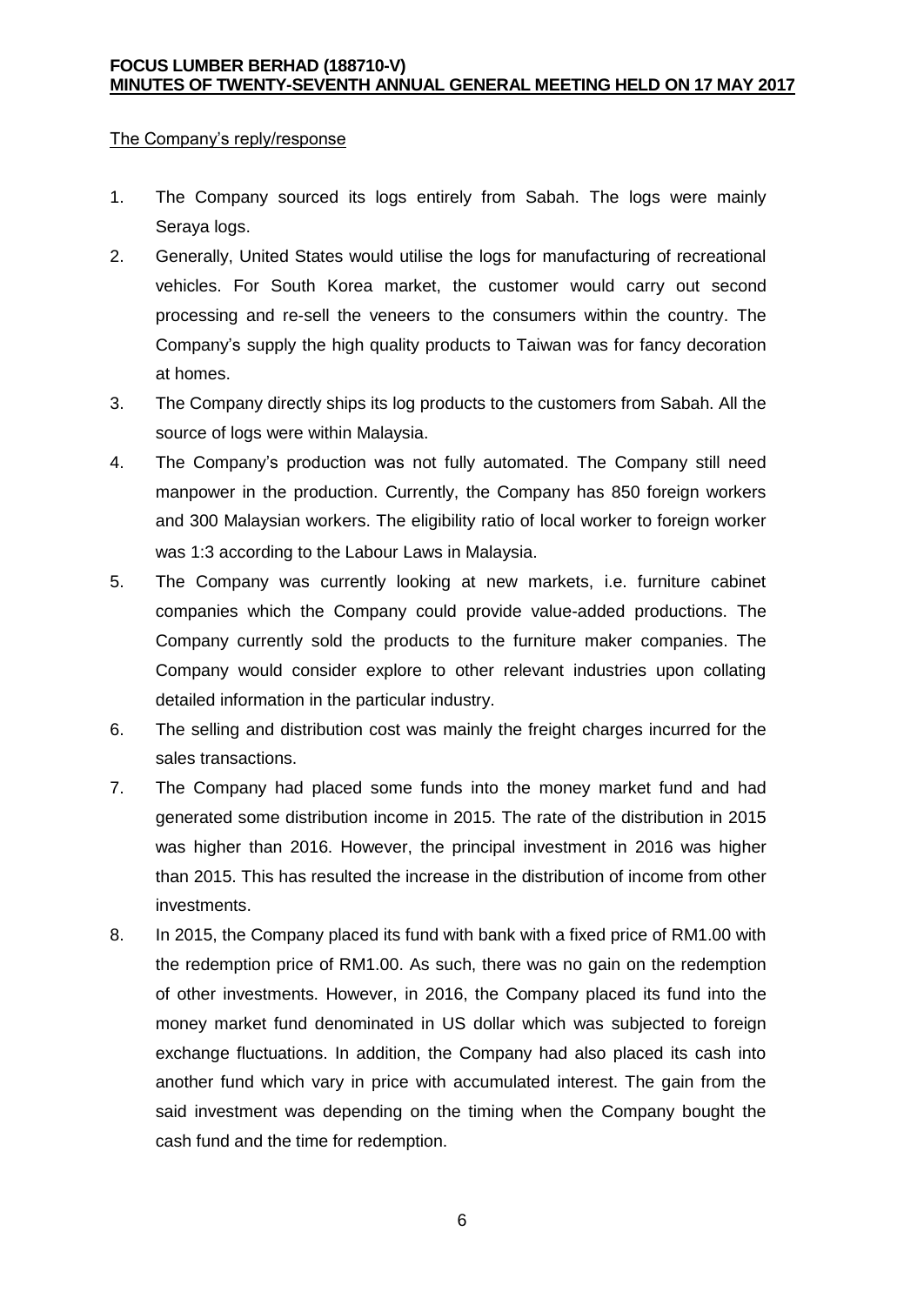The Company's reply/response

1. The Company sourced its logs entirely from Sabah. The logs were mainly Seraya logs.
2. Generally, United States would utilise the logs for manufacturing of recreational vehicles. For South Korea market, the customer would carry out second processing and re-sell the veneers to the consumers within the country. The Company's supply the high quality products to Taiwan was for fancy decoration at homes.
3. The Company directly ships its log products to the customers from Sabah. All the source of logs were within Malaysia.
4. The Company's production was not fully automated. The Company still need manpower in the production. Currently, the Company has 850 foreign workers and 300 Malaysian workers. The eligibility ratio of local worker to foreign worker was 1:3 according to the Labour Laws in Malaysia.
5. The Company was currently looking at new markets, i.e. furniture cabinet companies which the Company could provide value-added productions. The Company currently sold the products to the furniture maker companies. The Company would consider explore to other relevant industries upon collating detailed information in the particular industry.
6. The selling and distribution cost was mainly the freight charges incurred for the sales transactions.
7. The Company had placed some funds into the money market fund and had generated some distribution income in 2015. The rate of the distribution in 2015 was higher than 2016. However, the principal investment in 2016 was higher than 2015. This has resulted the increase in the distribution of income from other investments.
8. In 2015, the Company placed its fund with bank with a fixed price of RM1.00 with the redemption price of RM1.00. As such, there was no gain on the redemption of other investments. However, in 2016, the Company placed its fund into the money market fund denominated in US dollar which was subjected to foreign exchange fluctuations. In addition, the Company had also placed its cash into another fund which vary in price with accumulated interest. The gain from the said investment was depending on the timing when the Company bought the cash fund and the time for redemption.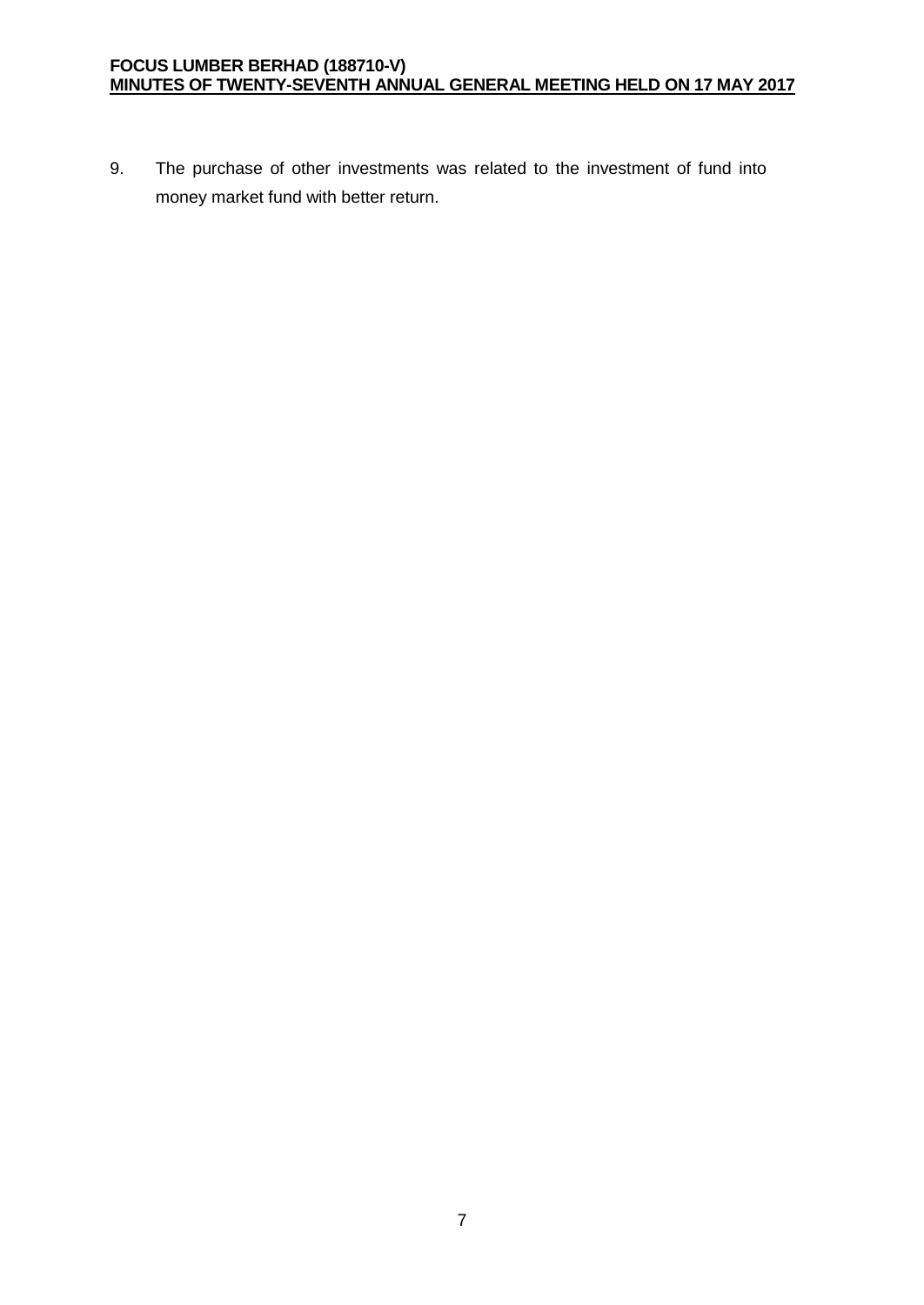9. The purchase of other investments was related to the investment of fund into money market fund with better return.